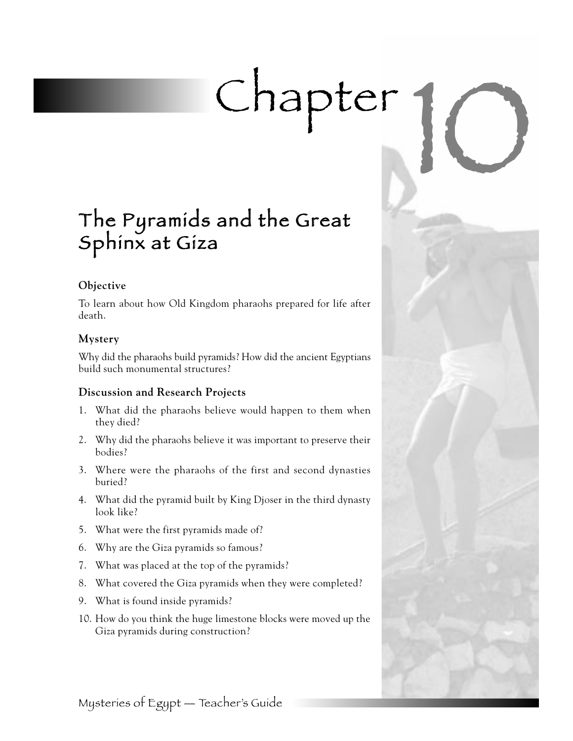# Chapter 10

## The Pyramids and the Great Sphinx at Giza

### Objective

To learn about how Old Kingdom pharaohs prepared for life after death.

### Mystery

Why did the pharaohs build pyramids? How did the ancient Egyptians build such monumental structures?

### Discussion and Research Projects

1. What did the pharaohs believe would happen to them when they died?
2. Why did the pharaohs believe it was important to preserve their bodies?
3. Where were the pharaohs of the first and second dynasties buried?
4. What did the pyramid built by King Djoser in the third dynasty look like?
5. What were the first pyramids made of?
6. Why are the Giza pyramids so famous?
7. What was placed at the top of the pyramids?
8. What covered the Giza pyramids when they were completed?
9. What is found inside pyramids?
10. How do you think the huge limestone blocks were moved up the Giza pyramids during construction?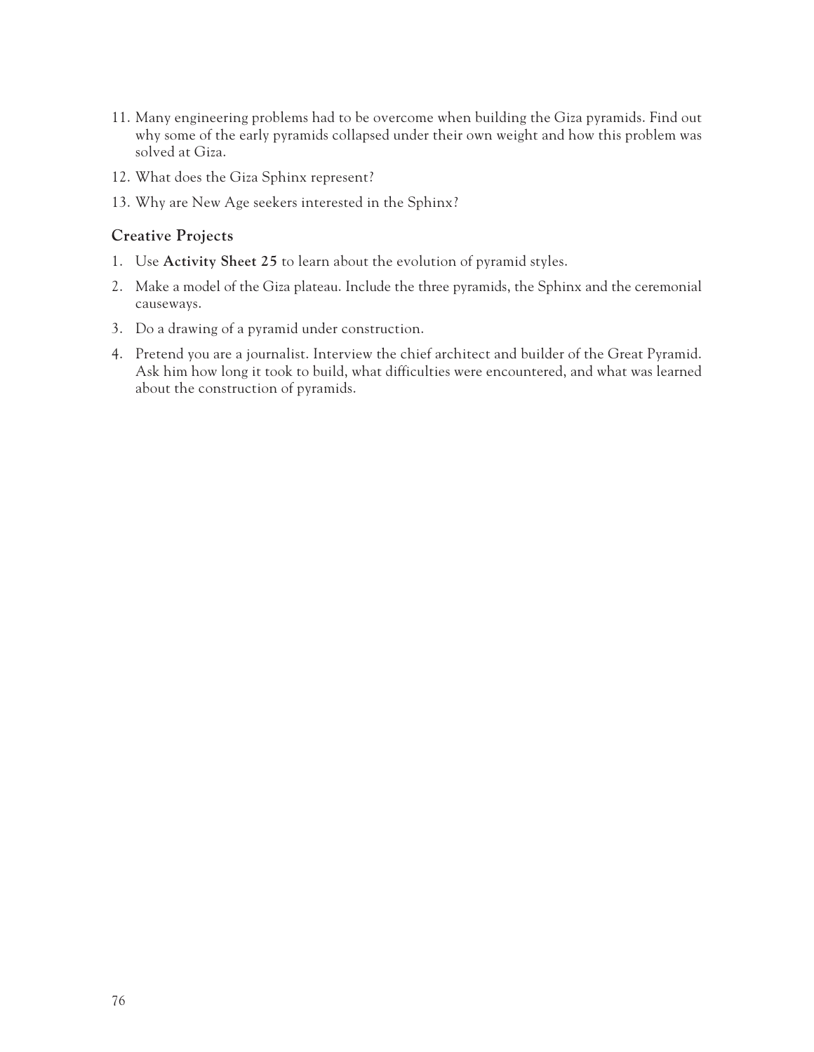11. Many engineering problems had to be overcome when building the Giza pyramids. Find out why some of the early pyramids collapsed under their own weight and how this problem was solved at Giza.
12. What does the Giza Sphinx represent?
13. Why are New Age seekers interested in the Sphinx?

### Creative Projects

1. Use **Activity Sheet 25** to learn about the evolution of pyramid styles.
2. Make a model of the Giza plateau. Include the three pyramids, the Sphinx and the ceremonial causeways.
3. Do a drawing of a pyramid under construction.
4. Pretend you are a journalist. Interview the chief architect and builder of the Great Pyramid. Ask him how long it took to build, what difficulties were encountered, and what was learned about the construction of pyramids.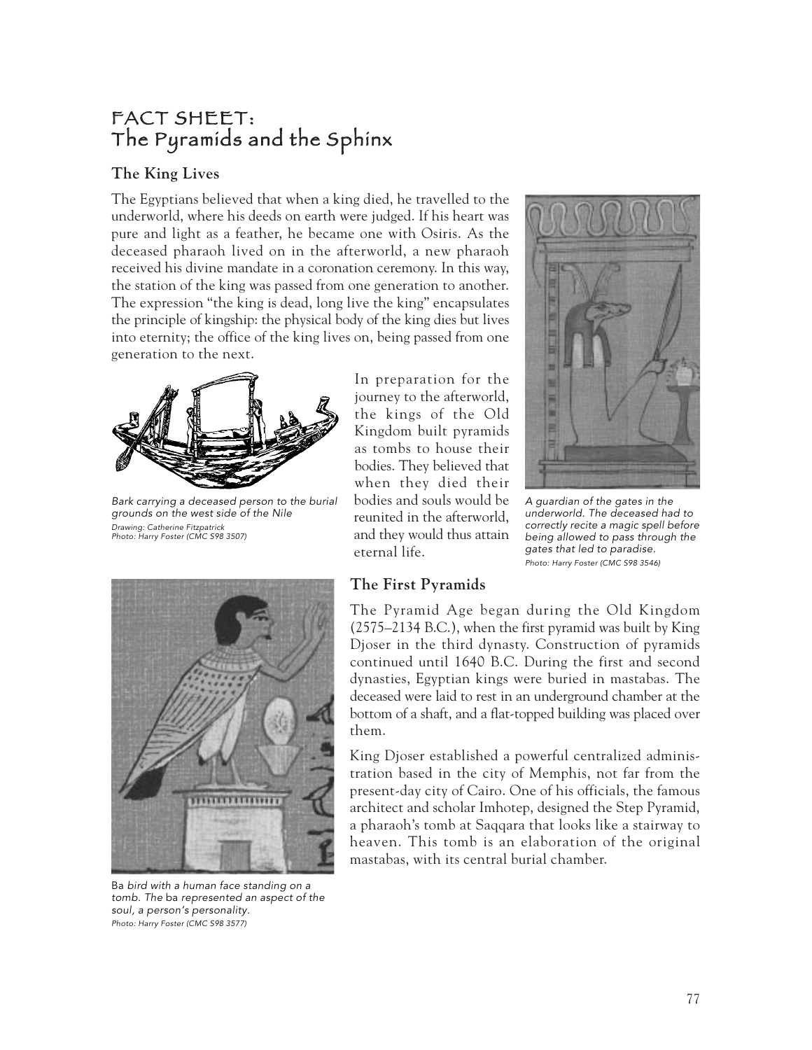# FACT SHEET: The Pyramids and the Sphinx

## The King Lives

The Egyptians believed that when a king died, he travelled to the underworld, where his deeds on earth were judged. If his heart was pure and light as a feather, he became one with Osiris. As the deceased pharaoh lived on in the afterworld, a new pharaoh received his divine mandate in a coronation ceremony. In this way, the station of the king was passed from one generation to another. The expression "the king is dead, long live the king" encapsulates the principle of kingship: the physical body of the king dies but lives into eternity; the office of the king lives on, being passed from one generation to the next.

*Bark carrying a deceased person to the burial grounds on the west side of the Nile*
*Drawing: Catherine Fitzpatrick*
*Photo: Harry Foster (CMC S98 3507)*

In preparation for the journey to the afterworld, the kings of the Old Kingdom built pyramids as tombs to house their bodies. They believed that when they died their bodies and souls would be reunited in the afterworld, and they would thus attain eternal life.

*A guardian of the gates in the underworld. The deceased had to correctly recite a magic spell before being allowed to pass through the gates that led to paradise.*
*Photo: Harry Foster (CMC S98 3546)*

## The First Pyramids

The Pyramid Age began during the Old Kingdom (2575–2134 B.C.), when the first pyramid was built by King Djoser in the third dynasty. Construction of pyramids continued until 1640 B.C. During the first and second dynasties, Egyptian kings were buried in mastabas. The deceased were laid to rest in an underground chamber at the bottom of a shaft, and a flat-topped building was placed over them.

King Djoser established a powerful centralized administration based in the city of Memphis, not far from the present-day city of Cairo. One of his officials, the famous architect and scholar Imhotep, designed the Step Pyramid, a pharaoh's tomb at Saqqara that looks like a stairway to heaven. This tomb is an elaboration of the original mastabas, with its central burial chamber.

Ba *bird with a human face standing on a tomb. The* ba *represented an aspect of the soul, a person's personality.*
*Photo: Harry Foster (CMC S98 3577)*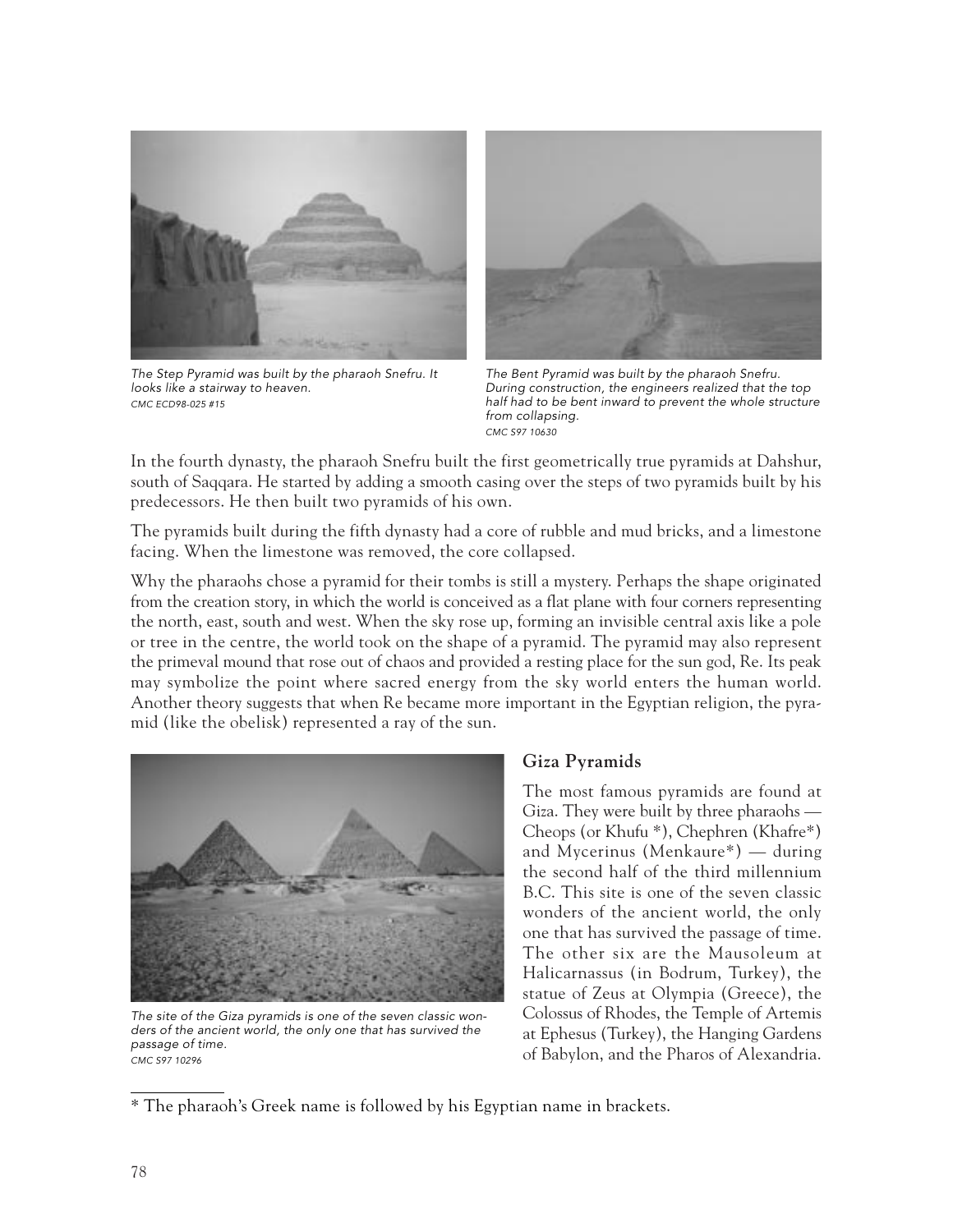The Step Pyramid was built by the pharaoh Snefru. It looks like a stairway to heaven.
CMC ECD98-025 #15

The Bent Pyramid was built by the pharaoh Snefru. During construction, the engineers realized that the top half had to be bent inward to prevent the whole structure from collapsing.
CMC S97 10630

In the fourth dynasty, the pharaoh Snefru built the first geometrically true pyramids at Dahshur, south of Saqqara. He started by adding a smooth casing over the steps of two pyramids built by his predecessors. He then built two pyramids of his own.

The pyramids built during the fifth dynasty had a core of rubble and mud bricks, and a limestone facing. When the limestone was removed, the core collapsed.

Why the pharaohs chose a pyramid for their tombs is still a mystery. Perhaps the shape originated from the creation story, in which the world is conceived as a flat plane with four corners representing the north, east, south and west. When the sky rose up, forming an invisible central axis like a pole or tree in the centre, the world took on the shape of a pyramid. The pyramid may also represent the primeval mound that rose out of chaos and provided a resting place for the sun god, Re. Its peak may symbolize the point where sacred energy from the sky world enters the human world. Another theory suggests that when Re became more important in the Egyptian religion, the pyramid (like the obelisk) represented a ray of the sun.

The site of the Giza pyramids is one of the seven classic wonders of the ancient world, the only one that has survived the passage of time.
CMC S97 10296

## Giza Pyramids

The most famous pyramids are found at Giza. They were built by three pharaohs — Cheops (or Khufu *), Chephren (Khafre*) and Mycerinus (Menkaure*) — during the second half of the third millennium B.C. This site is one of the seven classic wonders of the ancient world, the only one that has survived the passage of time. The other six are the Mausoleum at Halicarnassus (in Bodrum, Turkey), the statue of Zeus at Olympia (Greece), the Colossus of Rhodes, the Temple of Artemis at Ephesus (Turkey), the Hanging Gardens of Babylon, and the Pharos of Alexandria.

* The pharaoh's Greek name is followed by his Egyptian name in brackets.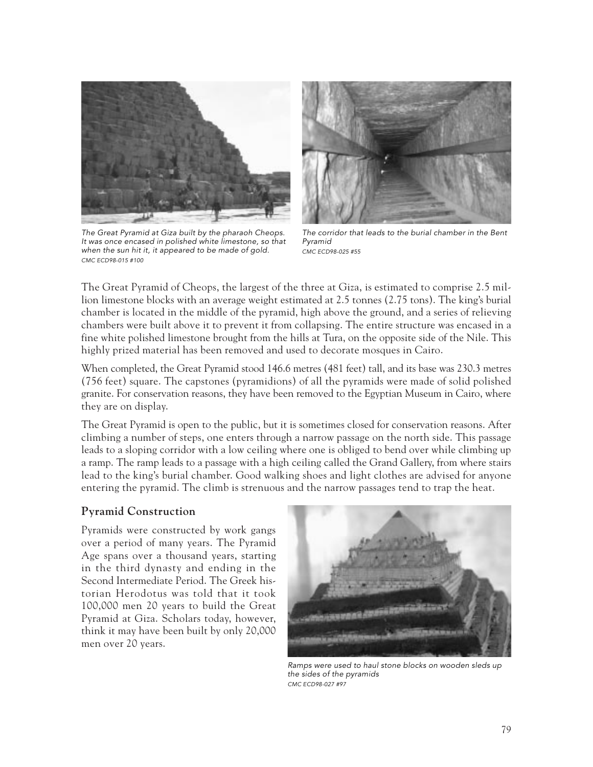The Great Pyramid at Giza built by the pharaoh Cheops. It was once encased in polished white limestone, so that when the sun hit it, it appeared to be made of gold.
CMC ECD98-015 #100

The corridor that leads to the burial chamber in the Bent Pyramid
CMC ECD98-025 #55

The Great Pyramid of Cheops, the largest of the three at Giza, is estimated to comprise 2.5 million limestone blocks with an average weight estimated at 2.5 tonnes (2.75 tons). The king's burial chamber is located in the middle of the pyramid, high above the ground, and a series of relieving chambers were built above it to prevent it from collapsing. The entire structure was encased in a fine white polished limestone brought from the hills at Tura, on the opposite side of the Nile. This highly prized material has been removed and used to decorate mosques in Cairo.

When completed, the Great Pyramid stood 146.6 metres (481 feet) tall, and its base was 230.3 metres (756 feet) square. The capstones (pyramidions) of all the pyramids were made of solid polished granite. For conservation reasons, they have been removed to the Egyptian Museum in Cairo, where they are on display.

The Great Pyramid is open to the public, but it is sometimes closed for conservation reasons. After climbing a number of steps, one enters through a narrow passage on the north side. This passage leads to a sloping corridor with a low ceiling where one is obliged to bend over while climbing up a ramp. The ramp leads to a passage with a high ceiling called the Grand Gallery, from where stairs lead to the king's burial chamber. Good walking shoes and light clothes are advised for anyone entering the pyramid. The climb is strenuous and the narrow passages tend to trap the heat.

## Pyramid Construction

Pyramids were constructed by work gangs over a period of many years. The Pyramid Age spans over a thousand years, starting in the third dynasty and ending in the Second Intermediate Period. The Greek historian Herodotus was told that it took 100,000 men 20 years to build the Great Pyramid at Giza. Scholars today, however, think it may have been built by only 20,000 men over 20 years.

Ramps were used to haul stone blocks on wooden sleds up the sides of the pyramids
CMC ECD98-027 #97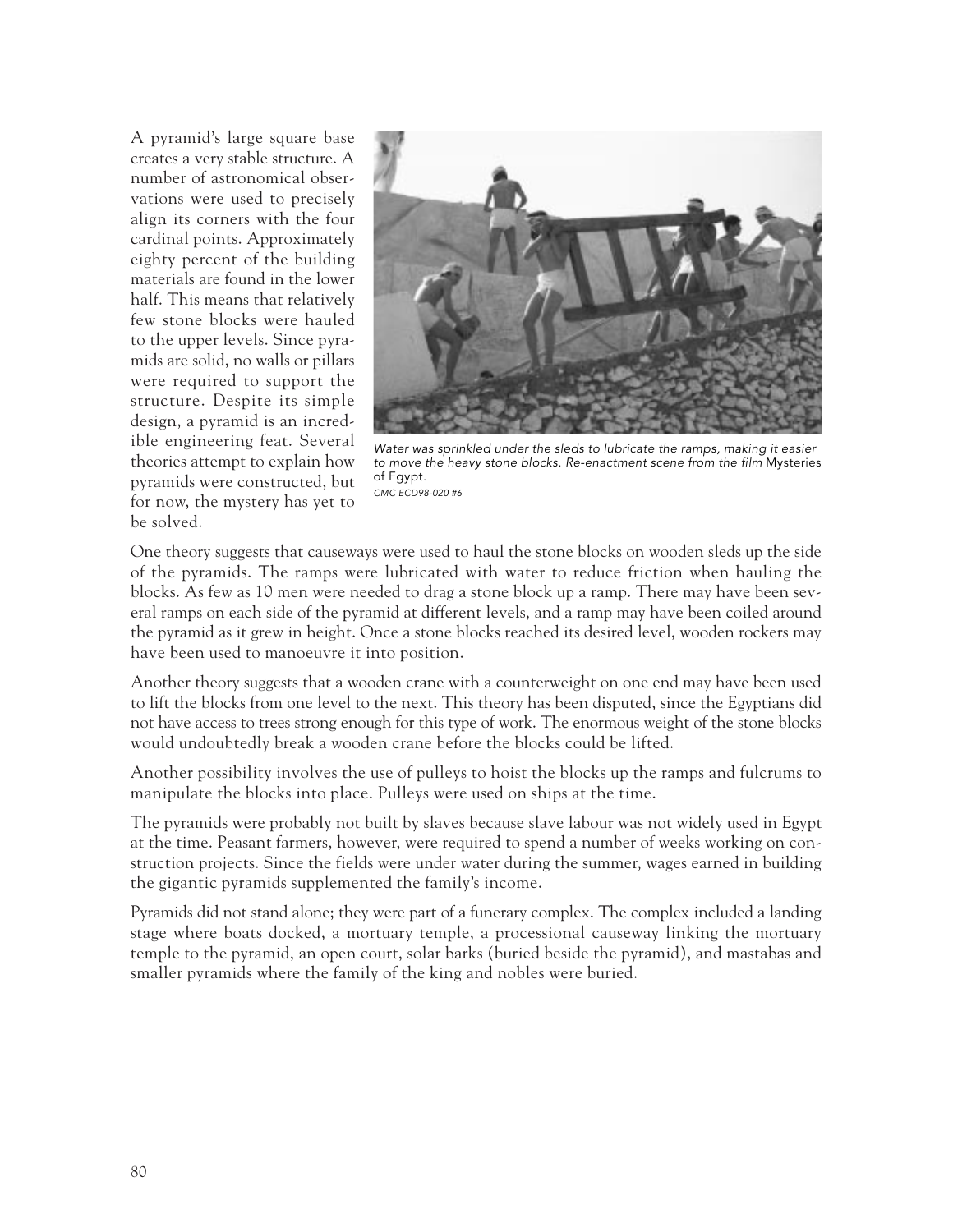A pyramid's large square base creates a very stable structure. A number of astronomical observations were used to precisely align its corners with the four cardinal points. Approximately eighty percent of the building materials are found in the lower half. This means that relatively few stone blocks were hauled to the upper levels. Since pyramids are solid, no walls or pillars were required to support the structure. Despite its simple design, a pyramid is an incredible engineering feat. Several theories attempt to explain how pyramids were constructed, but for now, the mystery has yet to be solved.

*Water was sprinkled under the sleds to lubricate the ramps, making it easier to move the heavy stone blocks. Re-enactment scene from the film* Mysteries of Egypt.
*CMC ECD98-020 #6*

One theory suggests that causeways were used to haul the stone blocks on wooden sleds up the side of the pyramids. The ramps were lubricated with water to reduce friction when hauling the blocks. As few as 10 men were needed to drag a stone block up a ramp. There may have been several ramps on each side of the pyramid at different levels, and a ramp may have been coiled around the pyramid as it grew in height. Once a stone blocks reached its desired level, wooden rockers may have been used to manoeuvre it into position.

Another theory suggests that a wooden crane with a counterweight on one end may have been used to lift the blocks from one level to the next. This theory has been disputed, since the Egyptians did not have access to trees strong enough for this type of work. The enormous weight of the stone blocks would undoubtedly break a wooden crane before the blocks could be lifted.

Another possibility involves the use of pulleys to hoist the blocks up the ramps and fulcrums to manipulate the blocks into place. Pulleys were used on ships at the time.

The pyramids were probably not built by slaves because slave labour was not widely used in Egypt at the time. Peasant farmers, however, were required to spend a number of weeks working on construction projects. Since the fields were under water during the summer, wages earned in building the gigantic pyramids supplemented the family's income.

Pyramids did not stand alone; they were part of a funerary complex. The complex included a landing stage where boats docked, a mortuary temple, a processional causeway linking the mortuary temple to the pyramid, an open court, solar barks (buried beside the pyramid), and mastabas and smaller pyramids where the family of the king and nobles were buried.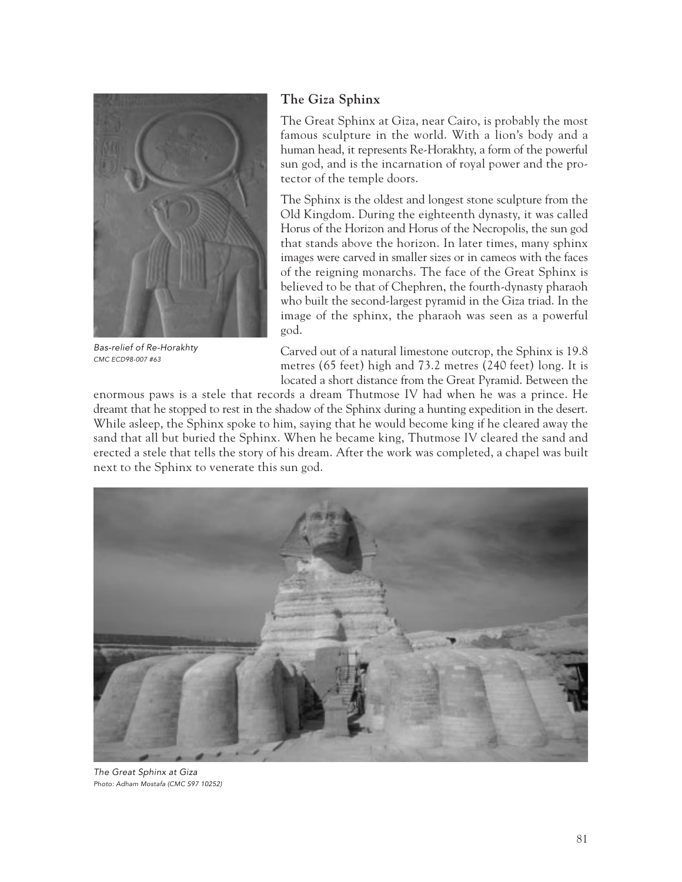Bas-relief of Re-Horakhty
*CMC ECD98-007 #63*

### The Giza Sphinx

The Great Sphinx at Giza, near Cairo, is probably the most famous sculpture in the world. With a lion's body and a human head, it represents Re-Horakhty, a form of the powerful sun god, and is the incarnation of royal power and the protector of the temple doors.

The Sphinx is the oldest and longest stone sculpture from the Old Kingdom. During the eighteenth dynasty, it was called Horus of the Horizon and Horus of the Necropolis, the sun god that stands above the horizon. In later times, many sphinx images were carved in smaller sizes or in cameos with the faces of the reigning monarchs. The face of the Great Sphinx is believed to be that of Chephren, the fourth-dynasty pharaoh who built the second-largest pyramid in the Giza triad. In the image of the sphinx, the pharaoh was seen as a powerful god.

Carved out of a natural limestone outcrop, the Sphinx is 19.8 metres (65 feet) high and 73.2 metres (240 feet) long. It is located a short distance from the Great Pyramid. Between the enormous paws is a stele that records a dream Thutmose IV had when he was a prince. He dreamt that he stopped to rest in the shadow of the Sphinx during a hunting expedition in the desert. While asleep, the Sphinx spoke to him, saying that he would become king if he cleared away the sand that all but buried the Sphinx. When he became king, Thutmose IV cleared the sand and erected a stele that tells the story of his dream. After the work was completed, a chapel was built next to the Sphinx to venerate this sun god.

*The Great Sphinx at Giza*
*Photo: Adham Mostafa (CMC S97 10252)*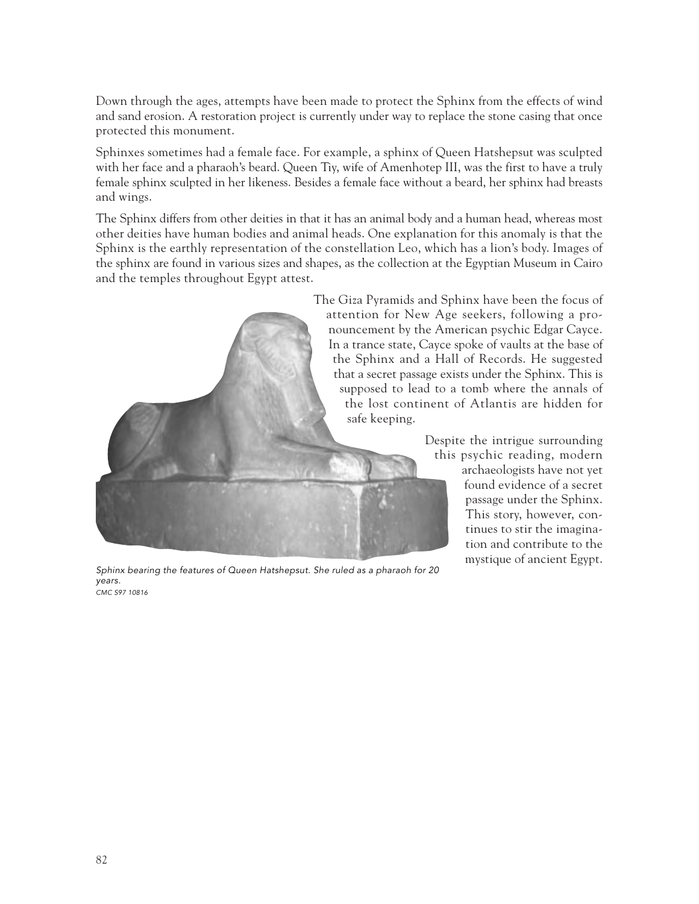Down through the ages, attempts have been made to protect the Sphinx from the effects of wind and sand erosion. A restoration project is currently under way to replace the stone casing that once protected this monument.

Sphinxes sometimes had a female face. For example, a sphinx of Queen Hatshepsut was sculpted with her face and a pharaoh's beard. Queen Tiy, wife of Amenhotep III, was the first to have a truly female sphinx sculpted in her likeness. Besides a female face without a beard, her sphinx had breasts and wings.

The Sphinx differs from other deities in that it has an animal body and a human head, whereas most other deities have human bodies and animal heads. One explanation for this anomaly is that the Sphinx is the earthly representation of the constellation Leo, which has a lion's body. Images of the sphinx are found in various sizes and shapes, as the collection at the Egyptian Museum in Cairo and the temples throughout Egypt attest.

The Giza Pyramids and Sphinx have been the focus of attention for New Age seekers, following a pronouncement by the American psychic Edgar Cayce. In a trance state, Cayce spoke of vaults at the base of the Sphinx and a Hall of Records. He suggested that a secret passage exists under the Sphinx. This is supposed to lead to a tomb where the annals of the lost continent of Atlantis are hidden for safe keeping.

Despite the intrigue surrounding this psychic reading, modern archaeologists have not yet found evidence of a secret passage under the Sphinx. This story, however, continues to stir the imagination and contribute to the mystique of ancient Egypt.

*Sphinx bearing the features of Queen Hatshepsut. She ruled as a pharaoh for 20 years.*
*CMC S97 10816*